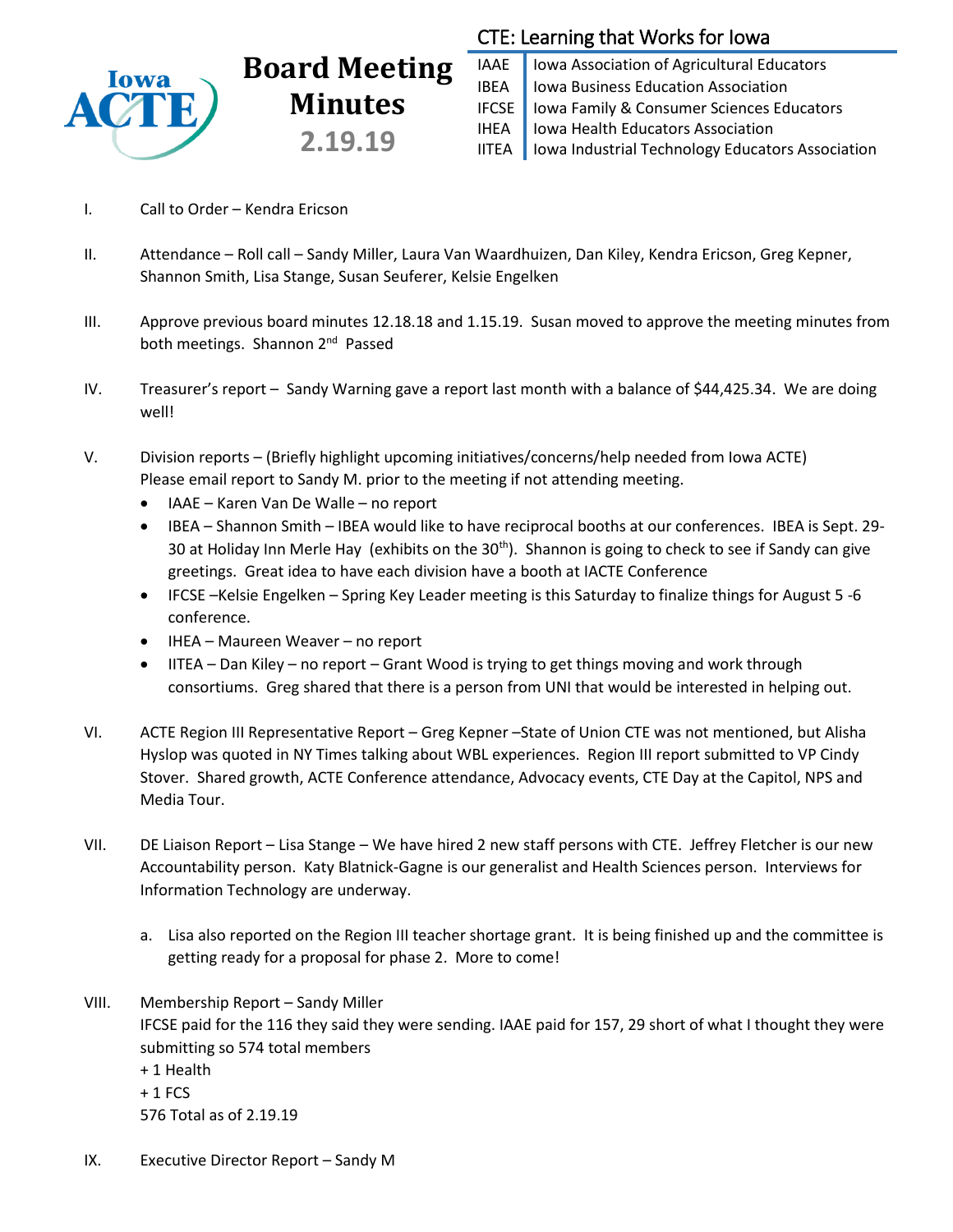# Board Meeting Minutes

## 2.19.19

**CTE: Learning that Works for Iowa**

| | |
|---|---|
| IAAE | Iowa Association of Agricultural Educators |
| IBEA | Iowa Business Education Association |
| IFCSE | Iowa Family & Consumer Sciences Educators |
| IHEA | Iowa Health Educators Association |
| IITEA | Iowa Industrial Technology Educators Association |

I. Call to Order – Kendra Ericson

II. Attendance – Roll call – Sandy Miller, Laura Van Waardhuizen, Dan Kiley, Kendra Ericson, Greg Kepner, Shannon Smith, Lisa Stange, Susan Seuferer, Kelsie Engelken

III. Approve previous board minutes 12.18.18 and 1.15.19. Susan moved to approve the meeting minutes from both meetings. Shannon 2nd Passed

IV. Treasurer's report – Sandy Warning gave a report last month with a balance of $44,425.34. We are doing well!

V. Division reports – (Briefly highlight upcoming initiatives/concerns/help needed from Iowa ACTE) Please email report to Sandy M. prior to the meeting if not attending meeting.

- IAAE – Karen Van De Walle – no report
- IBEA – Shannon Smith – IBEA would like to have reciprocal booths at our conferences. IBEA is Sept. 29-30 at Holiday Inn Merle Hay (exhibits on the 30th). Shannon is going to check to see if Sandy can give greetings. Great idea to have each division have a booth at IACTE Conference
- IFCSE –Kelsie Engelken – Spring Key Leader meeting is this Saturday to finalize things for August 5 -6 conference.
- IHEA – Maureen Weaver – no report
- IITEA – Dan Kiley – no report – Grant Wood is trying to get things moving and work through consortiums. Greg shared that there is a person from UNI that would be interested in helping out.

VI. ACTE Region III Representative Report – Greg Kepner –State of Union CTE was not mentioned, but Alisha Hyslop was quoted in NY Times talking about WBL experiences. Region III report submitted to VP Cindy Stover. Shared growth, ACTE Conference attendance, Advocacy events, CTE Day at the Capitol, NPS and Media Tour.

VII. DE Liaison Report – Lisa Stange – We have hired 2 new staff persons with CTE. Jeffrey Fletcher is our new Accountability person. Katy Blatnick-Gagne is our generalist and Health Sciences person. Interviews for Information Technology are underway.

a. Lisa also reported on the Region III teacher shortage grant. It is being finished up and the committee is getting ready for a proposal for phase 2. More to come!

VIII. Membership Report – Sandy Miller
IFCSE paid for the 116 they said they were sending. IAAE paid for 157, 29 short of what I thought they were submitting so 574 total members
+ 1 Health
+ 1 FCS
576 Total as of 2.19.19

IX. Executive Director Report – Sandy M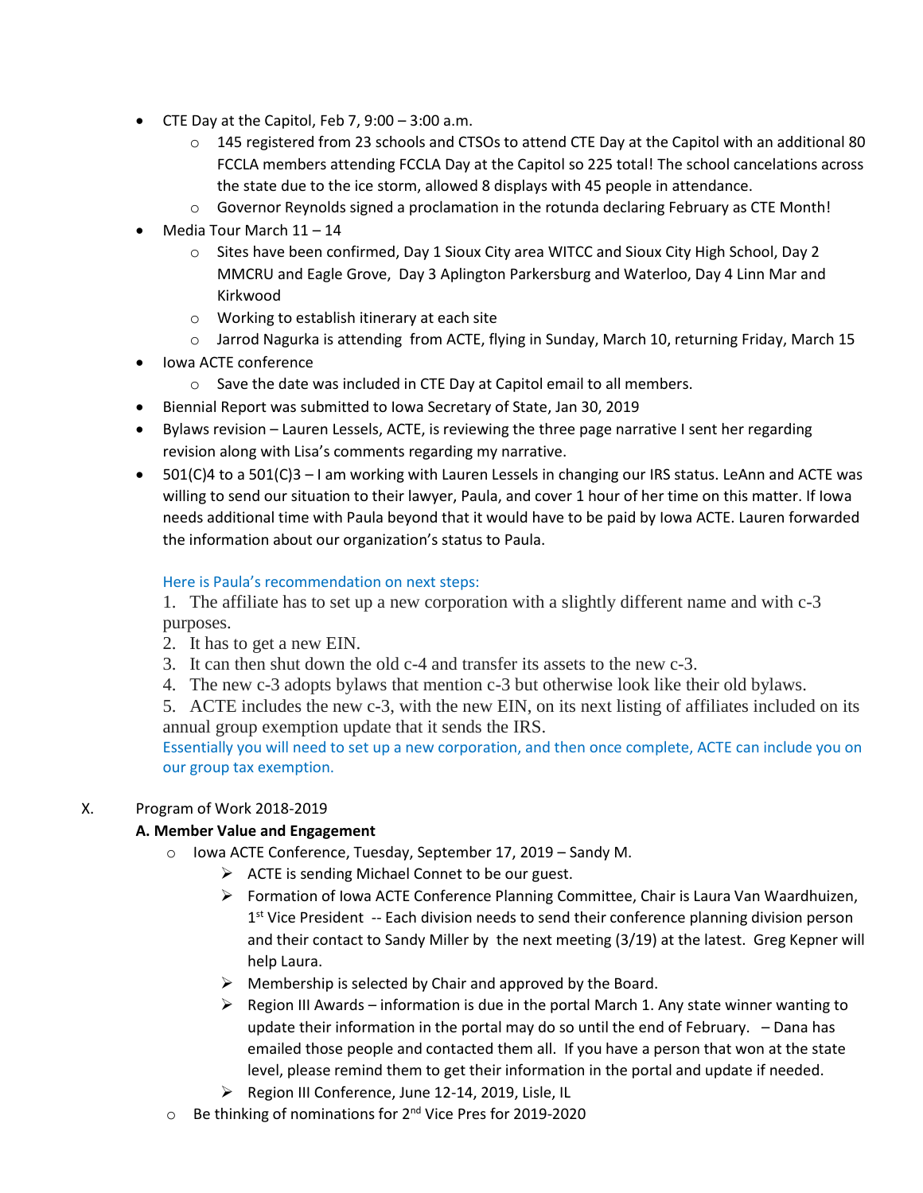- CTE Day at the Capitol, Feb 7, 9:00 – 3:00 a.m.
    - 145 registered from 23 schools and CTSOs to attend CTE Day at the Capitol with an additional 80 FCCLA members attending FCCLA Day at the Capitol so 225 total! The school cancelations across the state due to the ice storm, allowed 8 displays with 45 people in attendance.
    - Governor Reynolds signed a proclamation in the rotunda declaring February as CTE Month!
- Media Tour March 11 – 14
    - Sites have been confirmed, Day 1 Sioux City area WITCC and Sioux City High School, Day 2 MMCRU and Eagle Grove, Day 3 Aplington Parkersburg and Waterloo, Day 4 Linn Mar and Kirkwood
    - Working to establish itinerary at each site
    - Jarrod Nagurka is attending from ACTE, flying in Sunday, March 10, returning Friday, March 15
- Iowa ACTE conference
    - Save the date was included in CTE Day at Capitol email to all members.
- Biennial Report was submitted to Iowa Secretary of State, Jan 30, 2019
- Bylaws revision – Lauren Lessels, ACTE, is reviewing the three page narrative I sent her regarding revision along with Lisa's comments regarding my narrative.
- 501(C)4 to a 501(C)3 – I am working with Lauren Lessels in changing our IRS status. LeAnn and ACTE was willing to send our situation to their lawyer, Paula, and cover 1 hour of her time on this matter. If Iowa needs additional time with Paula beyond that it would have to be paid by Iowa ACTE. Lauren forwarded the information about our organization's status to Paula.

  Here is Paula's recommendation on next steps:

  1. The affiliate has to set up a new corporation with a slightly different name and with c-3 purposes.
  2. It has to get a new EIN.
  3. It can then shut down the old c-4 and transfer its assets to the new c-3.
  4. The new c-3 adopts bylaws that mention c-3 but otherwise look like their old bylaws.
  5. ACTE includes the new c-3, with the new EIN, on its next listing of affiliates included on its annual group exemption update that it sends the IRS.

  Essentially you will need to set up a new corporation, and then once complete, ACTE can include you on our group tax exemption.

X. Program of Work 2018-2019

**A. Member Value and Engagement**

- Iowa ACTE Conference, Tuesday, September 17, 2019 – Sandy M.
    - ACTE is sending Michael Connet to be our guest.
    - Formation of Iowa ACTE Conference Planning Committee, Chair is Laura Van Waardhuizen, 1st Vice President -- Each division needs to send their conference planning division person and their contact to Sandy Miller by the next meeting (3/19) at the latest. Greg Kepner will help Laura.
    - Membership is selected by Chair and approved by the Board.
    - Region III Awards – information is due in the portal March 1. Any state winner wanting to update their information in the portal may do so until the end of February. – Dana has emailed those people and contacted them all. If you have a person that won at the state level, please remind them to get their information in the portal and update if needed.
    - Region III Conference, June 12-14, 2019, Lisle, IL
- Be thinking of nominations for 2nd Vice Pres for 2019-2020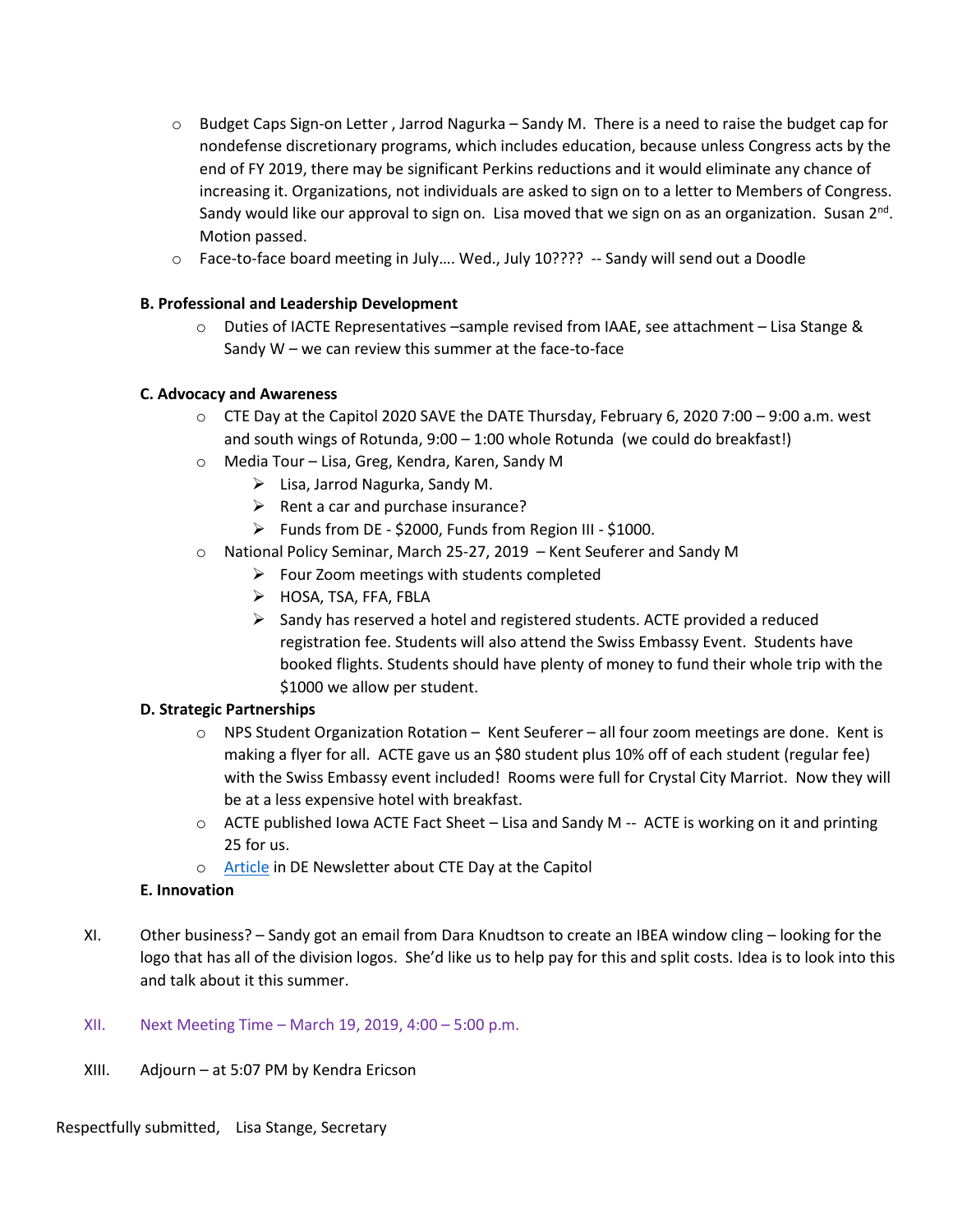- Budget Caps Sign-on Letter , Jarrod Nagurka – Sandy M. There is a need to raise the budget cap for nondefense discretionary programs, which includes education, because unless Congress acts by the end of FY 2019, there may be significant Perkins reductions and it would eliminate any chance of increasing it. Organizations, not individuals are asked to sign on to a letter to Members of Congress. Sandy would like our approval to sign on. Lisa moved that we sign on as an organization. Susan 2nd. Motion passed.
- Face-to-face board meeting in July…. Wed., July 10???? -- Sandy will send out a Doodle

**B. Professional and Leadership Development**

- Duties of IACTE Representatives –sample revised from IAAE, see attachment – Lisa Stange & Sandy W – we can review this summer at the face-to-face

**C. Advocacy and Awareness**

- CTE Day at the Capitol 2020 SAVE the DATE Thursday, February 6, 2020 7:00 – 9:00 a.m. west and south wings of Rotunda, 9:00 – 1:00 whole Rotunda (we could do breakfast!)
- Media Tour – Lisa, Greg, Kendra, Karen, Sandy M
  - Lisa, Jarrod Nagurka, Sandy M.
  - Rent a car and purchase insurance?
  - Funds from DE - $2000, Funds from Region III - $1000.
- National Policy Seminar, March 25-27, 2019 – Kent Seuferer and Sandy M
  - Four Zoom meetings with students completed
  - HOSA, TSA, FFA, FBLA
  - Sandy has reserved a hotel and registered students. ACTE provided a reduced registration fee. Students will also attend the Swiss Embassy Event. Students have booked flights. Students should have plenty of money to fund their whole trip with the $1000 we allow per student.

**D. Strategic Partnerships**

- NPS Student Organization Rotation – Kent Seuferer – all four zoom meetings are done. Kent is making a flyer for all. ACTE gave us an $80 student plus 10% off of each student (regular fee) with the Swiss Embassy event included! Rooms were full for Crystal City Marriot. Now they will be at a less expensive hotel with breakfast.
- ACTE published Iowa ACTE Fact Sheet – Lisa and Sandy M -- ACTE is working on it and printing 25 for us.
- Article in DE Newsletter about CTE Day at the Capitol

**E. Innovation**

XI. Other business? – Sandy got an email from Dara Knudtson to create an IBEA window cling – looking for the logo that has all of the division logos. She'd like us to help pay for this and split costs. Idea is to look into this and talk about it this summer.

XII. Next Meeting Time – March 19, 2019, 4:00 – 5:00 p.m.

XIII. Adjourn – at 5:07 PM by Kendra Ericson

Respectfully submitted, Lisa Stange, Secretary